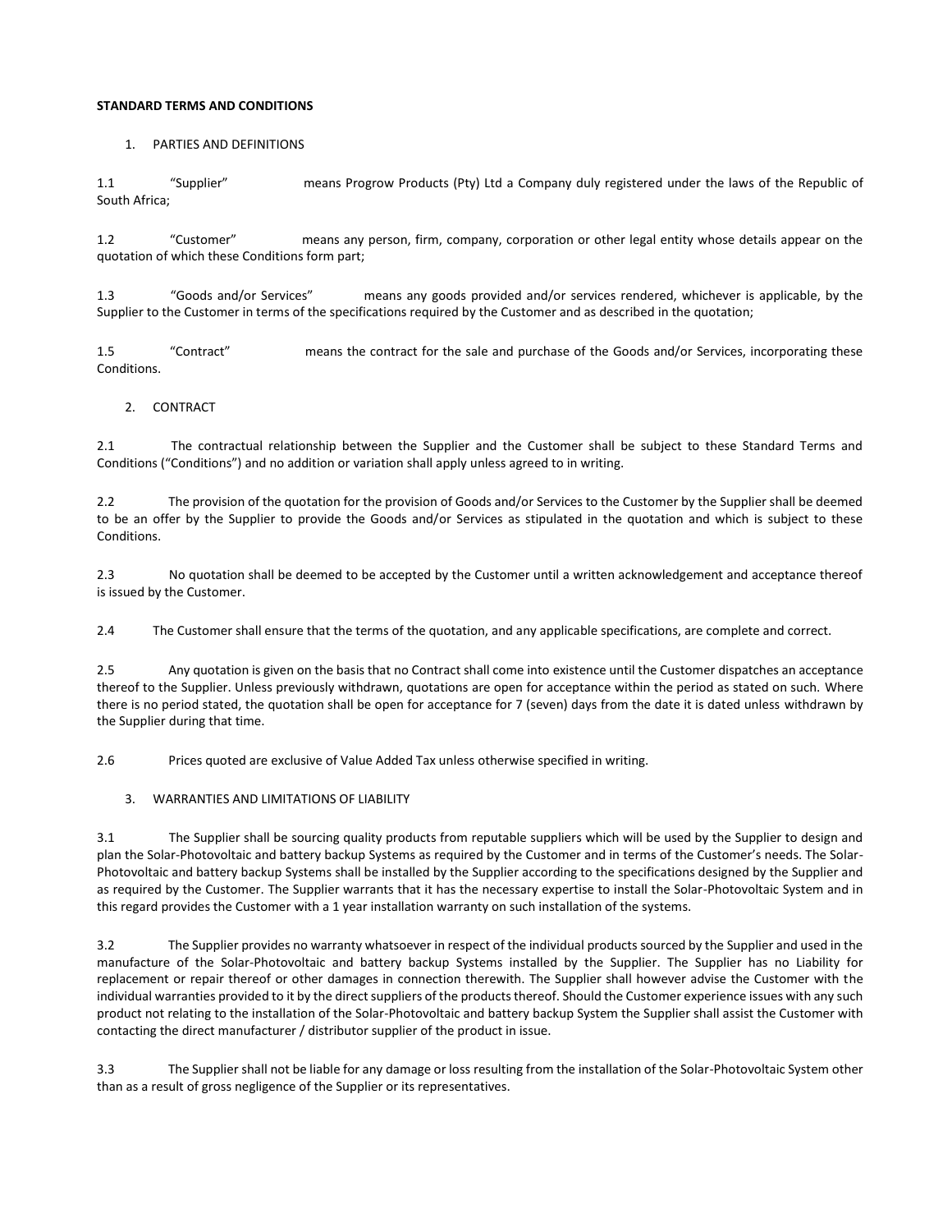**STANDARD TERMS AND CONDITIONS**

1. PARTIES AND DEFINITIONS

1.1 "Supplier" means Progrow Products (Pty) Ltd a Company duly registered under the laws of the Republic of South Africa;

1.2 "Customer" means any person, firm, company, corporation or other legal entity whose details appear on the quotation of which these Conditions form part;

1.3 "Goods and/or Services" means any goods provided and/or services rendered, whichever is applicable, by the Supplier to the Customer in terms of the specifications required by the Customer and as described in the quotation;

1.5 "Contract" means the contract for the sale and purchase of the Goods and/or Services, incorporating these Conditions.

2. CONTRACT

2.1 The contractual relationship between the Supplier and the Customer shall be subject to these Standard Terms and Conditions ("Conditions") and no addition or variation shall apply unless agreed to in writing.

2.2 The provision of the quotation for the provision of Goods and/or Services to the Customer by the Supplier shall be deemed to be an offer by the Supplier to provide the Goods and/or Services as stipulated in the quotation and which is subject to these Conditions.

2.3 No quotation shall be deemed to be accepted by the Customer until a written acknowledgement and acceptance thereof is issued by the Customer.

2.4 The Customer shall ensure that the terms of the quotation, and any applicable specifications, are complete and correct.

2.5 Any quotation is given on the basis that no Contract shall come into existence until the Customer dispatches an acceptance thereof to the Supplier. Unless previously withdrawn, quotations are open for acceptance within the period as stated on such. Where there is no period stated, the quotation shall be open for acceptance for 7 (seven) days from the date it is dated unless withdrawn by the Supplier during that time.

2.6 Prices quoted are exclusive of Value Added Tax unless otherwise specified in writing.

3. WARRANTIES AND LIMITATIONS OF LIABILITY

3.1 The Supplier shall be sourcing quality products from reputable suppliers which will be used by the Supplier to design and plan the Solar-Photovoltaic and battery backup Systems as required by the Customer and in terms of the Customer's needs. The Solar-Photovoltaic and battery backup Systems shall be installed by the Supplier according to the specifications designed by the Supplier and as required by the Customer. The Supplier warrants that it has the necessary expertise to install the Solar-Photovoltaic System and in this regard provides the Customer with a 1 year installation warranty on such installation of the systems.

3.2 The Supplier provides no warranty whatsoever in respect of the individual products sourced by the Supplier and used in the manufacture of the Solar-Photovoltaic and battery backup Systems installed by the Supplier. The Supplier has no Liability for replacement or repair thereof or other damages in connection therewith. The Supplier shall however advise the Customer with the individual warranties provided to it by the direct suppliers of the products thereof. Should the Customer experience issues with any such product not relating to the installation of the Solar-Photovoltaic and battery backup System the Supplier shall assist the Customer with contacting the direct manufacturer / distributor supplier of the product in issue.

3.3 The Supplier shall not be liable for any damage or loss resulting from the installation of the Solar-Photovoltaic System other than as a result of gross negligence of the Supplier or its representatives.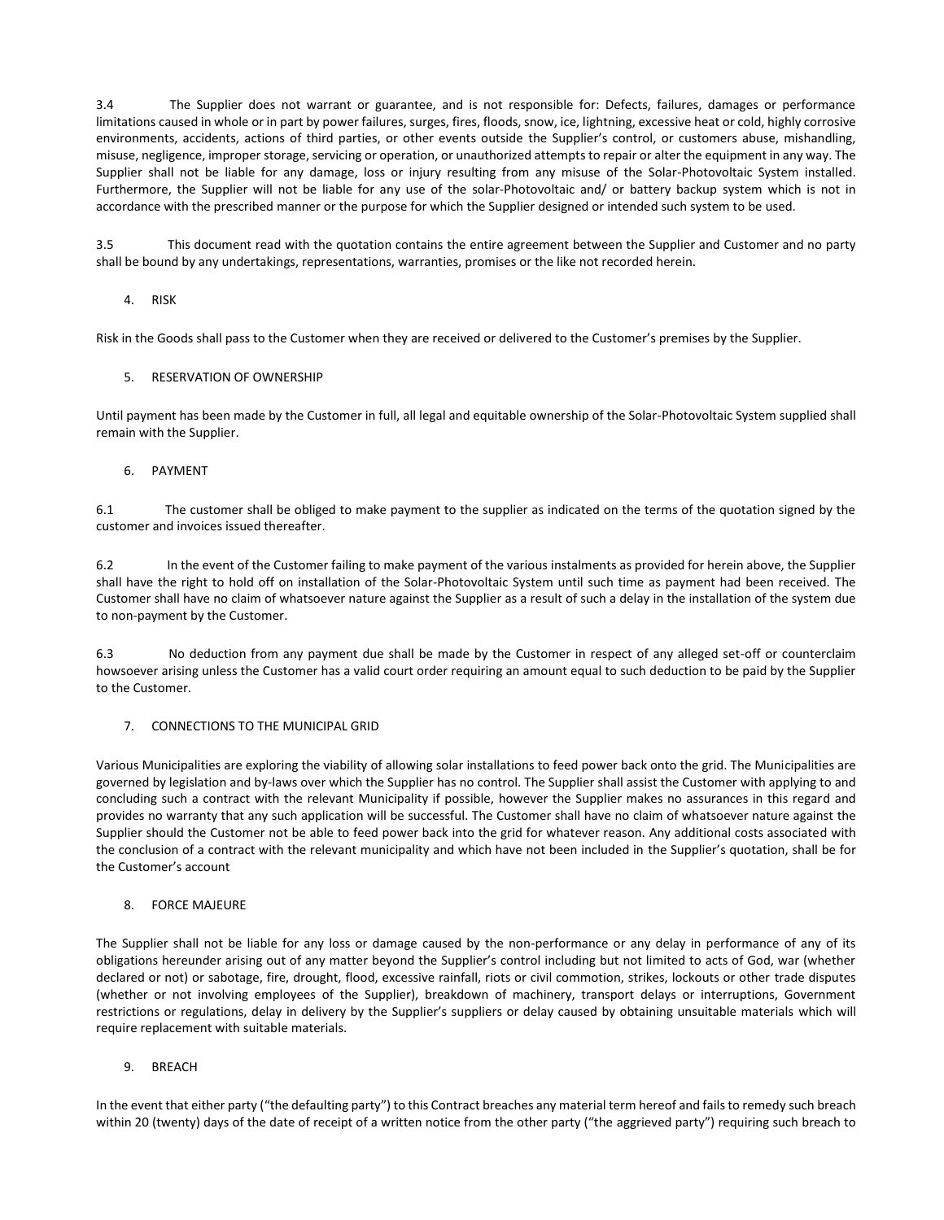3.4 The Supplier does not warrant or guarantee, and is not responsible for: Defects, failures, damages or performance limitations caused in whole or in part by power failures, surges, fires, floods, snow, ice, lightning, excessive heat or cold, highly corrosive environments, accidents, actions of third parties, or other events outside the Supplier's control, or customers abuse, mishandling, misuse, negligence, improper storage, servicing or operation, or unauthorized attempts to repair or alter the equipment in any way. The Supplier shall not be liable for any damage, loss or injury resulting from any misuse of the Solar-Photovoltaic System installed. Furthermore, the Supplier will not be liable for any use of the solar-Photovoltaic and/ or battery backup system which is not in accordance with the prescribed manner or the purpose for which the Supplier designed or intended such system to be used.

3.5 This document read with the quotation contains the entire agreement between the Supplier and Customer and no party shall be bound by any undertakings, representations, warranties, promises or the like not recorded herein.

## 4. RISK

Risk in the Goods shall pass to the Customer when they are received or delivered to the Customer's premises by the Supplier.

## 5. RESERVATION OF OWNERSHIP

Until payment has been made by the Customer in full, all legal and equitable ownership of the Solar-Photovoltaic System supplied shall remain with the Supplier.

## 6. PAYMENT

6.1 The customer shall be obliged to make payment to the supplier as indicated on the terms of the quotation signed by the customer and invoices issued thereafter.

6.2 In the event of the Customer failing to make payment of the various instalments as provided for herein above, the Supplier shall have the right to hold off on installation of the Solar-Photovoltaic System until such time as payment had been received. The Customer shall have no claim of whatsoever nature against the Supplier as a result of such a delay in the installation of the system due to non-payment by the Customer.

6.3 No deduction from any payment due shall be made by the Customer in respect of any alleged set-off or counterclaim howsoever arising unless the Customer has a valid court order requiring an amount equal to such deduction to be paid by the Supplier to the Customer.

## 7. CONNECTIONS TO THE MUNICIPAL GRID

Various Municipalities are exploring the viability of allowing solar installations to feed power back onto the grid. The Municipalities are governed by legislation and by-laws over which the Supplier has no control. The Supplier shall assist the Customer with applying to and concluding such a contract with the relevant Municipality if possible, however the Supplier makes no assurances in this regard and provides no warranty that any such application will be successful. The Customer shall have no claim of whatsoever nature against the Supplier should the Customer not be able to feed power back into the grid for whatever reason. Any additional costs associated with the conclusion of a contract with the relevant municipality and which have not been included in the Supplier's quotation, shall be for the Customer's account

## 8. FORCE MAJEURE

The Supplier shall not be liable for any loss or damage caused by the non-performance or any delay in performance of any of its obligations hereunder arising out of any matter beyond the Supplier's control including but not limited to acts of God, war (whether declared or not) or sabotage, fire, drought, flood, excessive rainfall, riots or civil commotion, strikes, lockouts or other trade disputes (whether or not involving employees of the Supplier), breakdown of machinery, transport delays or interruptions, Government restrictions or regulations, delay in delivery by the Supplier's suppliers or delay caused by obtaining unsuitable materials which will require replacement with suitable materials.

## 9. BREACH

In the event that either party ("the defaulting party") to this Contract breaches any material term hereof and fails to remedy such breach within 20 (twenty) days of the date of receipt of a written notice from the other party ("the aggrieved party") requiring such breach to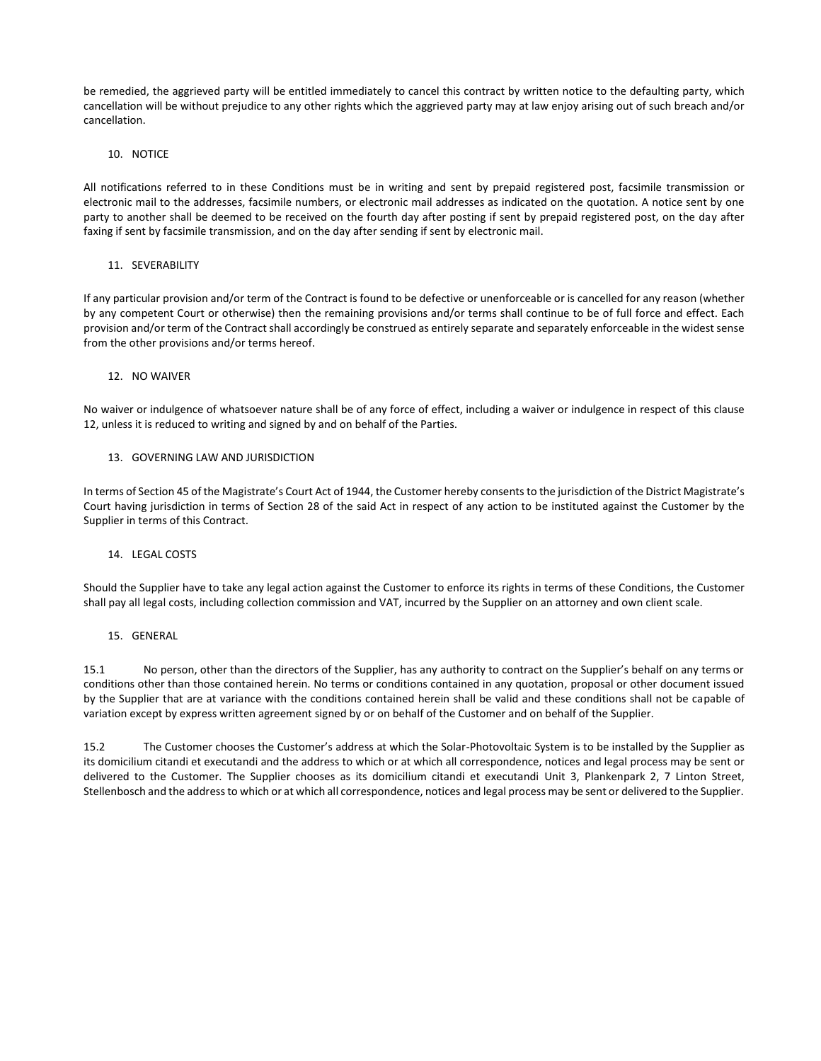be remedied, the aggrieved party will be entitled immediately to cancel this contract by written notice to the defaulting party, which cancellation will be without prejudice to any other rights which the aggrieved party may at law enjoy arising out of such breach and/or cancellation.

## 10. NOTICE

All notifications referred to in these Conditions must be in writing and sent by prepaid registered post, facsimile transmission or electronic mail to the addresses, facsimile numbers, or electronic mail addresses as indicated on the quotation. A notice sent by one party to another shall be deemed to be received on the fourth day after posting if sent by prepaid registered post, on the day after faxing if sent by facsimile transmission, and on the day after sending if sent by electronic mail.

## 11. SEVERABILITY

If any particular provision and/or term of the Contract is found to be defective or unenforceable or is cancelled for any reason (whether by any competent Court or otherwise) then the remaining provisions and/or terms shall continue to be of full force and effect. Each provision and/or term of the Contract shall accordingly be construed as entirely separate and separately enforceable in the widest sense from the other provisions and/or terms hereof.

## 12. NO WAIVER

No waiver or indulgence of whatsoever nature shall be of any force of effect, including a waiver or indulgence in respect of this clause 12, unless it is reduced to writing and signed by and on behalf of the Parties.

## 13. GOVERNING LAW AND JURISDICTION

In terms of Section 45 of the Magistrate's Court Act of 1944, the Customer hereby consents to the jurisdiction of the District Magistrate's Court having jurisdiction in terms of Section 28 of the said Act in respect of any action to be instituted against the Customer by the Supplier in terms of this Contract.

## 14. LEGAL COSTS

Should the Supplier have to take any legal action against the Customer to enforce its rights in terms of these Conditions, the Customer shall pay all legal costs, including collection commission and VAT, incurred by the Supplier on an attorney and own client scale.

## 15. GENERAL

15.1 No person, other than the directors of the Supplier, has any authority to contract on the Supplier's behalf on any terms or conditions other than those contained herein. No terms or conditions contained in any quotation, proposal or other document issued by the Supplier that are at variance with the conditions contained herein shall be valid and these conditions shall not be capable of variation except by express written agreement signed by or on behalf of the Customer and on behalf of the Supplier.

15.2 The Customer chooses the Customer's address at which the Solar-Photovoltaic System is to be installed by the Supplier as its domicilium citandi et executandi and the address to which or at which all correspondence, notices and legal process may be sent or delivered to the Customer. The Supplier chooses as its domicilium citandi et executandi Unit 3, Plankenpark 2, 7 Linton Street, Stellenbosch and the address to which or at which all correspondence, notices and legal process may be sent or delivered to the Supplier.